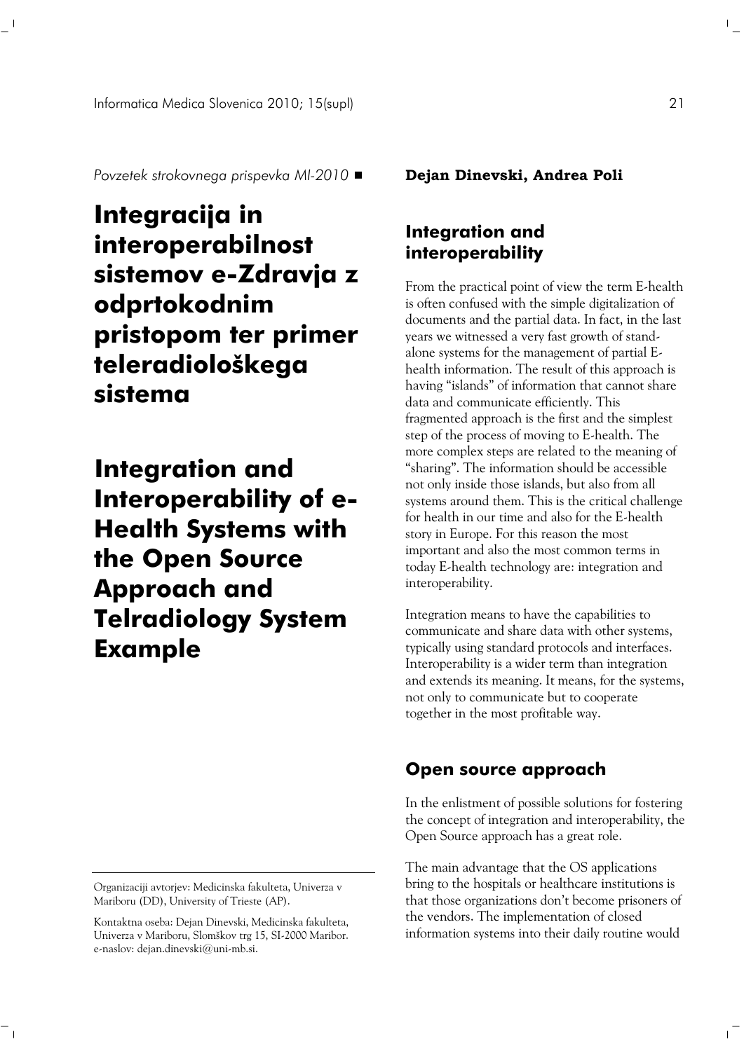*Povzetek strokovnega prispevka MI-2010* ■

# Integracija in interoperabilnost sistemov e-Zdravja z odprtokodnim pristopom ter primer teleradiološkega sistema

# Integration and Interoperability of e-Health Systems with the Open Source Approach and Telradiology System Example

**Dejan Dinevski, Andrea Poli**

Organizaciji avtorjev: Medicinska fakulteta, Univerza v Mariboru (DD), University of Trieste (AP).

Kontaktna oseba: Dejan Dinevski, Medicinska fakulteta, Univerza v Mariboru, Slomškov trg 15, SI-2000 Maribor. e-naslov: dejan.dinevski@uni-mb.si.

## Integration and interoperability

From the practical point of view the term E-health is often confused with the simple digitalization of documents and the partial data. In fact, in the last years we witnessed a very fast growth of stand-alone systems for the management of partial E-health information. The result of this approach is having "islands" of information that cannot share data and communicate efficiently. This fragmented approach is the first and the simplest step of the process of moving to E-health. The more complex steps are related to the meaning of "sharing". The information should be accessible not only inside those islands, but also from all systems around them. This is the critical challenge for health in our time and also for the E-health story in Europe. For this reason the most important and also the most common terms in today E-health technology are: integration and interoperability.

Integration means to have the capabilities to communicate and share data with other systems, typically using standard protocols and interfaces. Interoperability is a wider term than integration and extends its meaning. It means, for the systems, not only to communicate but to cooperate together in the most profitable way.

## Open source approach

In the enlistment of possible solutions for fostering the concept of integration and interoperability, the Open Source approach has a great role.

The main advantage that the OS applications bring to the hospitals or healthcare institutions is that those organizations don't become prisoners of the vendors. The implementation of closed information systems into their daily routine would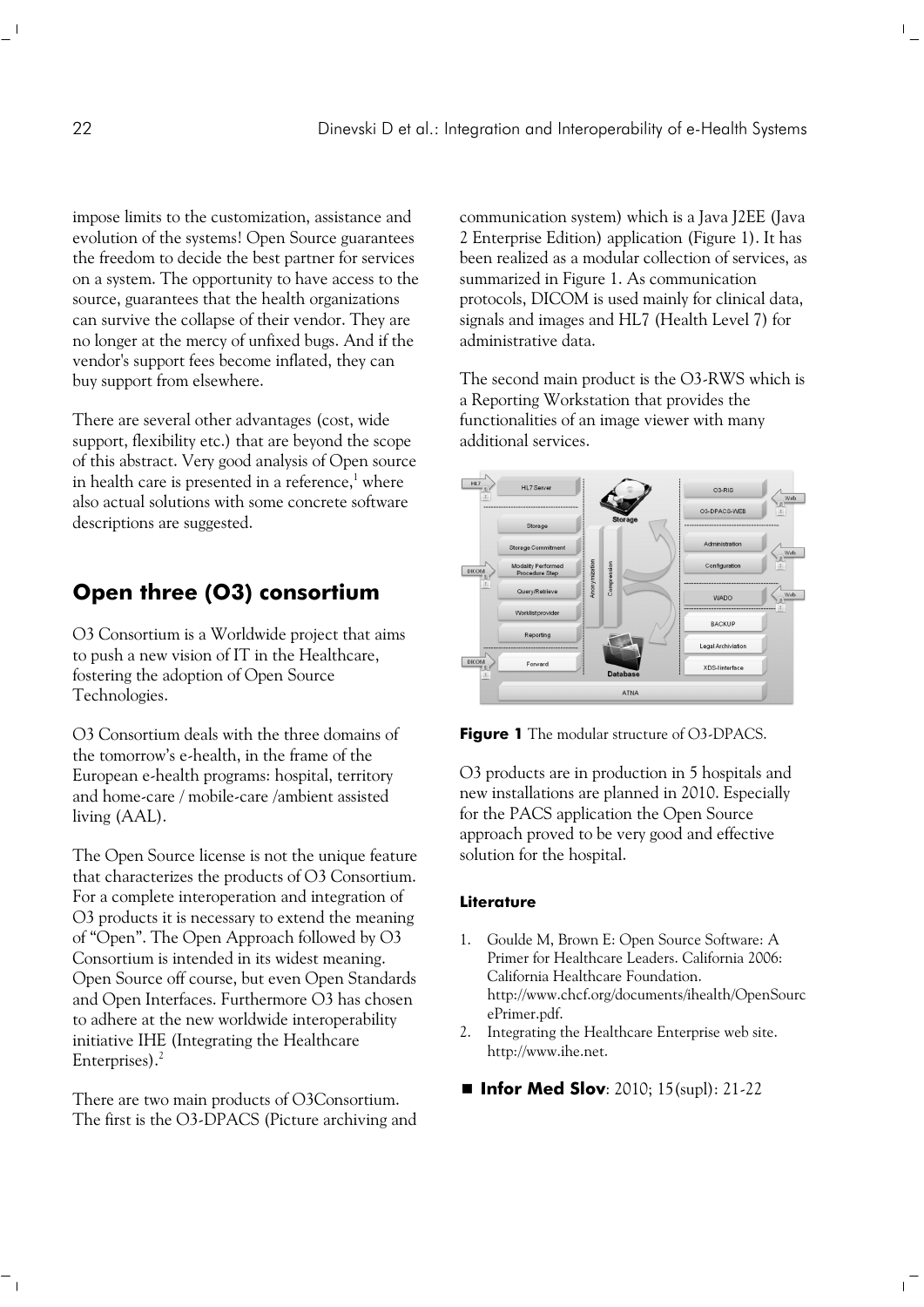impose limits to the customization, assistance and evolution of the systems! Open Source guarantees the freedom to decide the best partner for services on a system. The opportunity to have access to the source, guarantees that the health organizations can survive the collapse of their vendor. They are no longer at the mercy of unfixed bugs. And if the vendor's support fees become inflated, they can buy support from elsewhere.

There are several other advantages (cost, wide support, flexibility etc.) that are beyond the scope of this abstract. Very good analysis of Open source in health care is presented in a reference,[1] where also actual solutions with some concrete software descriptions are suggested.

## Open three (O3) consortium

O3 Consortium is a Worldwide project that aims to push a new vision of IT in the Healthcare, fostering the adoption of Open Source Technologies.

O3 Consortium deals with the three domains of the tomorrow's e-health, in the frame of the European e-health programs: hospital, territory and home-care / mobile-care /ambient assisted living (AAL).

The Open Source license is not the unique feature that characterizes the products of O3 Consortium. For a complete interoperation and integration of O3 products it is necessary to extend the meaning of "Open". The Open Approach followed by O3 Consortium is intended in its widest meaning. Open Source off course, but even Open Standards and Open Interfaces. Furthermore O3 has chosen to adhere at the new worldwide interoperability initiative IHE (Integrating the Healthcare Enterprises).[2]

There are two main products of O3Consortium. The first is the O3-DPACS (Picture archiving and communication system) which is a Java J2EE (Java 2 Enterprise Edition) application (Figure 1). It has been realized as a modular collection of services, as summarized in Figure 1. As communication protocols, DICOM is used mainly for clinical data, signals and images and HL7 (Health Level 7) for administrative data.

The second main product is the O3-RWS which is a Reporting Workstation that provides the functionalities of an image viewer with many additional services.

HL7
HL7 Server
Storage
Storage Commitment
DICOM
Modality Performed Procedure Step
Query/Retrieve
Worklistprovider
Reporting
DICOM
Forward
Anonymization
Compression
Storage
Database
O3-RIS
O3-DPACS-WEB
Administration
Configuration
WADO
BACKUP
Legal Archiviation
XDS-I interface
Web
Web
Web
ATNA

**Figure 1** The modular structure of O3-DPACS.

O3 products are in production in 5 hospitals and new installations are planned in 2010. Especially for the PACS application the Open Source approach proved to be very good and effective solution for the hospital.

#### Literature

1. Goulde M, Brown E: Open Source Software: A Primer for Healthcare Leaders. California 2006: California Healthcare Foundation. http://www.chcf.org/documents/ihealth/OpenSourcePrimer.pdf.
2. Integrating the Healthcare Enterprise web site. http://www.ihe.net.

■ **Infor Med Slov**: 2010; 15(supl): 21-22